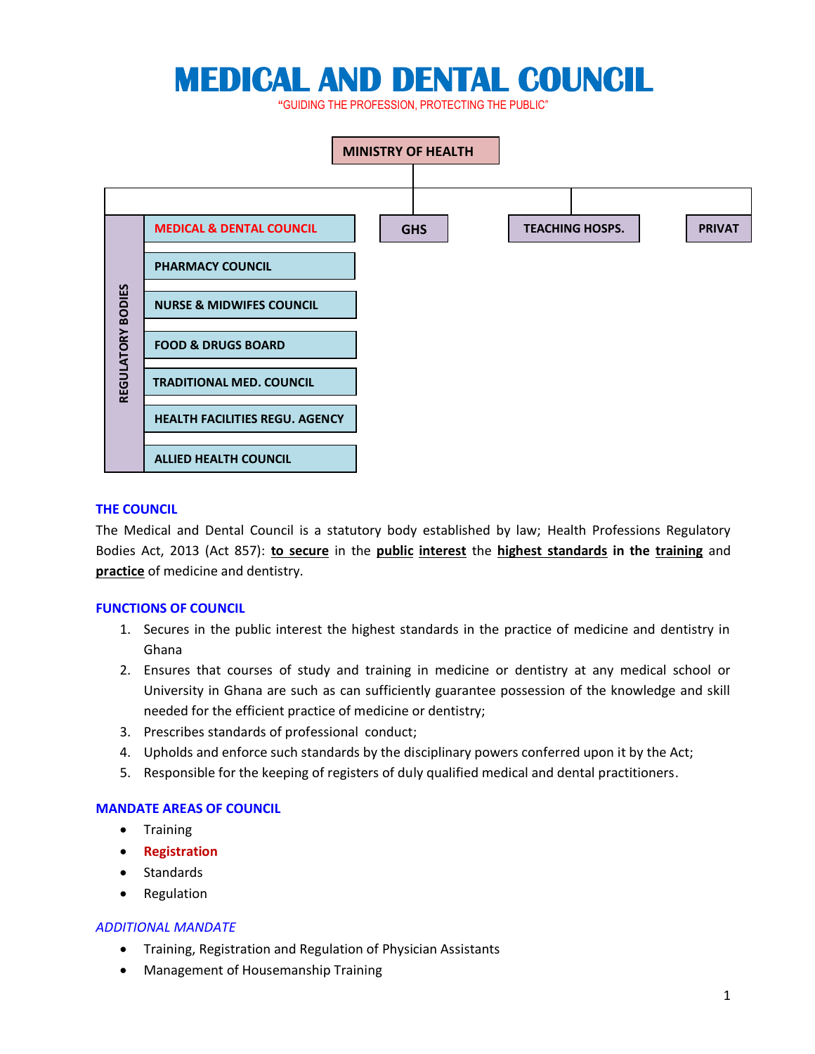# MEDICAL AND DENTAL COUNCIL

"GUIDING THE PROFESSION, PROTECTING THE PUBLIC"

MINISTRY OF HEALTH

REGULATORY BODIES

MEDICAL & DENTAL COUNCIL

PHARMACY COUNCIL

NURSE & MIDWIFES COUNCIL

FOOD & DRUGS BOARD

TRADITIONAL MED. COUNCIL

HEALTH FACILITIES REGU. AGENCY

ALLIED HEALTH COUNCIL

GHS

TEACHING HOSPS.

PRIVAT

### THE COUNCIL

The Medical and Dental Council is a statutory body established by law; Health Professions Regulatory Bodies Act, 2013 (Act 857): **to secure** in the **public interest** the **highest standards in the training** and **practice** of medicine and dentistry.

### FUNCTIONS OF COUNCIL

1. Secures in the public interest the highest standards in the practice of medicine and dentistry in Ghana
2. Ensures that courses of study and training in medicine or dentistry at any medical school or University in Ghana are such as can sufficiently guarantee possession of the knowledge and skill needed for the efficient practice of medicine or dentistry;
3. Prescribes standards of professional conduct;
4. Upholds and enforce such standards by the disciplinary powers conferred upon it by the Act;
5. Responsible for the keeping of registers of duly qualified medical and dental practitioners.

### MANDATE AREAS OF COUNCIL

- Training
- **Registration**
- Standards
- Regulation

### *ADDITIONAL MANDATE*

- Training, Registration and Regulation of Physician Assistants
- Management of Housemanship Training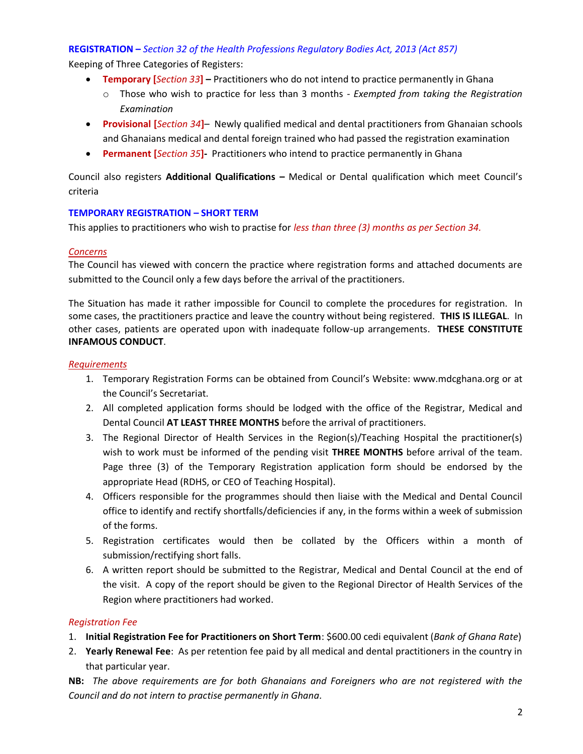**REGISTRATION –** *Section 32 of the Health Professions Regulatory Bodies Act, 2013 (Act 857)*

Keeping of Three Categories of Registers:

- **Temporary [***Section 33***] –** Practitioners who do not intend to practice permanently in Ghana
  - Those who wish to practice for less than 3 months - *Exempted from taking the Registration Examination*
- **Provisional [***Section 34***]**– Newly qualified medical and dental practitioners from Ghanaian schools and Ghanaians medical and dental foreign trained who had passed the registration examination
- **Permanent [***Section 35***]-** Practitioners who intend to practice permanently in Ghana

Council also registers **Additional Qualifications –** Medical or Dental qualification which meet Council's criteria

## TEMPORARY REGISTRATION – SHORT TERM

This applies to practitioners who wish to practise for *less than three (3) months as per Section 34.*

*Concerns*

The Council has viewed with concern the practice where registration forms and attached documents are submitted to the Council only a few days before the arrival of the practitioners.

The Situation has made it rather impossible for Council to complete the procedures for registration. In some cases, the practitioners practice and leave the country without being registered. **THIS IS ILLEGAL**. In other cases, patients are operated upon with inadequate follow-up arrangements. **THESE CONSTITUTE INFAMOUS CONDUCT**.

*Requirements*

1. Temporary Registration Forms can be obtained from Council's Website: www.mdcghana.org or at the Council's Secretariat.
2. All completed application forms should be lodged with the office of the Registrar, Medical and Dental Council **AT LEAST THREE MONTHS** before the arrival of practitioners.
3. The Regional Director of Health Services in the Region(s)/Teaching Hospital the practitioner(s) wish to work must be informed of the pending visit **THREE MONTHS** before arrival of the team. Page three (3) of the Temporary Registration application form should be endorsed by the appropriate Head (RDHS, or CEO of Teaching Hospital).
4. Officers responsible for the programmes should then liaise with the Medical and Dental Council office to identify and rectify shortfalls/deficiencies if any, in the forms within a week of submission of the forms.
5. Registration certificates would then be collated by the Officers within a month of submission/rectifying short falls.
6. A written report should be submitted to the Registrar, Medical and Dental Council at the end of the visit. A copy of the report should be given to the Regional Director of Health Services of the Region where practitioners had worked.

*Registration Fee*

1. **Initial Registration Fee for Practitioners on Short Term**: $600.00 cedi equivalent (*Bank of Ghana Rate*)
2. **Yearly Renewal Fee**: As per retention fee paid by all medical and dental practitioners in the country in that particular year.

**NB:** *The above requirements are for both Ghanaians and Foreigners who are not registered with the Council and do not intern to practise permanently in Ghana.*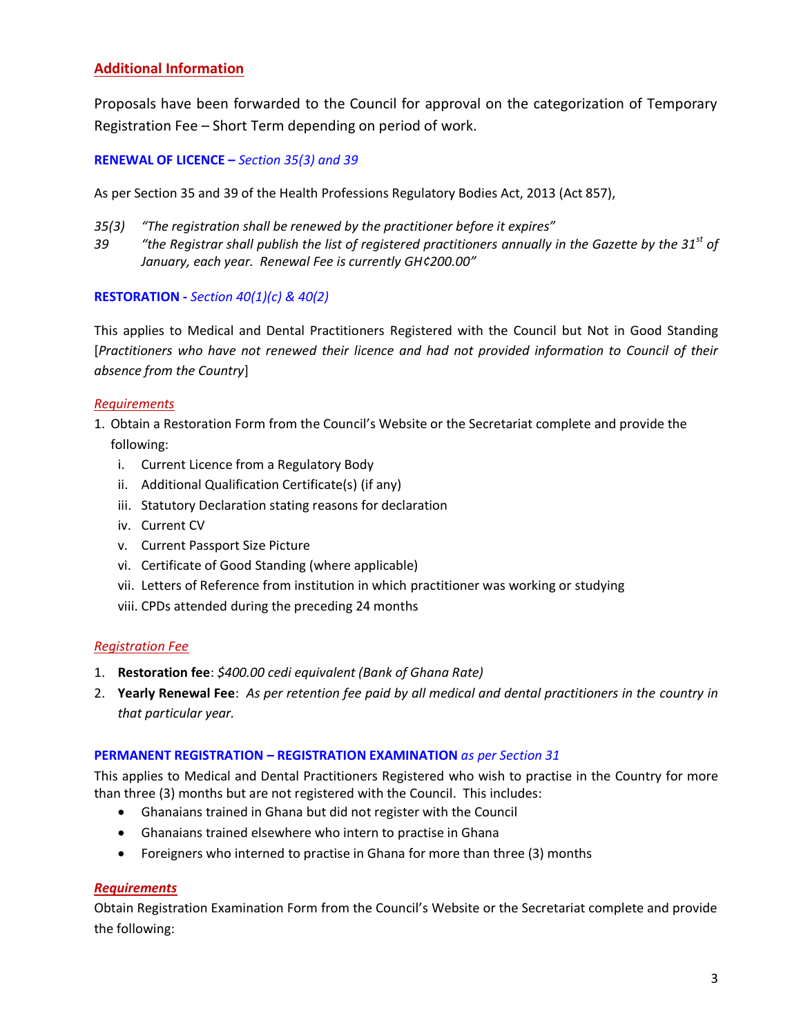## Additional Information

Proposals have been forwarded to the Council for approval on the categorization of Temporary Registration Fee – Short Term depending on period of work.

### RENEWAL OF LICENCE – *Section 35(3) and 39*

As per Section 35 and 39 of the Health Professions Regulatory Bodies Act, 2013 (Act 857),

*35(3)* *"The registration shall be renewed by the practitioner before it expires"*

*39* *"the Registrar shall publish the list of registered practitioners annually in the Gazette by the 31st of January, each year. Renewal Fee is currently GH¢200.00"*

### RESTORATION - *Section 40(1)(c) & 40(2)*

This applies to Medical and Dental Practitioners Registered with the Council but Not in Good Standing [*Practitioners who have not renewed their licence and had not provided information to Council of their absence from the Country*]

*Requirements*

1. Obtain a Restoration Form from the Council's Website or the Secretariat complete and provide the following:
   i. Current Licence from a Regulatory Body
   ii. Additional Qualification Certificate(s) (if any)
   iii. Statutory Declaration stating reasons for declaration
   iv. Current CV
   v. Current Passport Size Picture
   vi. Certificate of Good Standing (where applicable)
   vii. Letters of Reference from institution in which practitioner was working or studying
   viii. CPDs attended during the preceding 24 months

*Registration Fee*

1. **Restoration fee**: *$400.00 cedi equivalent (Bank of Ghana Rate)*
2. **Yearly Renewal Fee**: *As per retention fee paid by all medical and dental practitioners in the country in that particular year.*

### PERMANENT REGISTRATION – REGISTRATION EXAMINATION *as per Section 31*

This applies to Medical and Dental Practitioners Registered who wish to practise in the Country for more than three (3) months but are not registered with the Council. This includes:

- Ghanaians trained in Ghana but did not register with the Council
- Ghanaians trained elsewhere who intern to practise in Ghana
- Foreigners who interned to practise in Ghana for more than three (3) months

***Requirements***

Obtain Registration Examination Form from the Council's Website or the Secretariat complete and provide the following: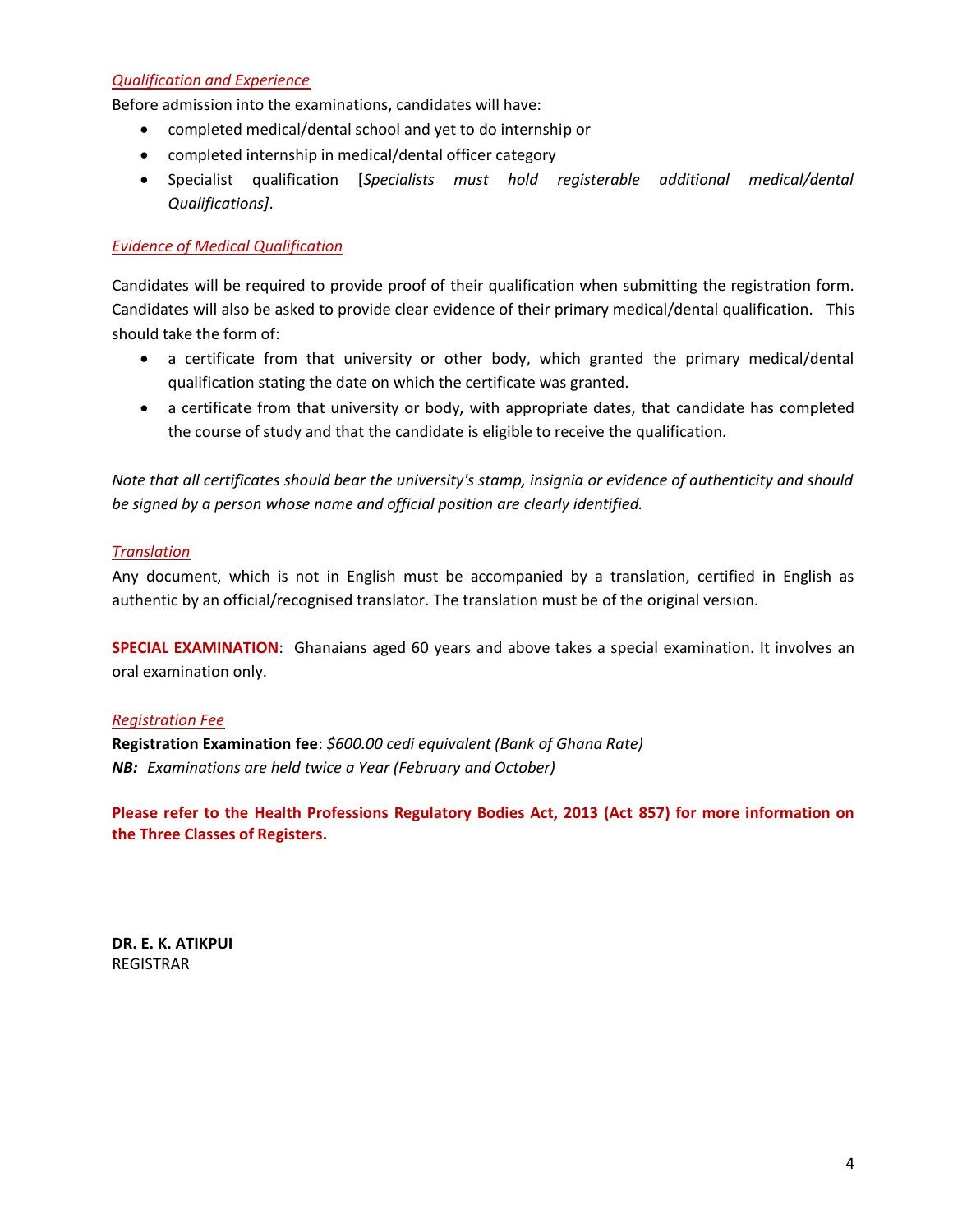*Qualification and Experience*

Before admission into the examinations, candidates will have:

- completed medical/dental school and yet to do internship or
- completed internship in medical/dental officer category
- Specialist qualification [*Specialists must hold registerable additional medical/dental Qualifications]*.

*Evidence of Medical Qualification*

Candidates will be required to provide proof of their qualification when submitting the registration form. Candidates will also be asked to provide clear evidence of their primary medical/dental qualification. This should take the form of:

- a certificate from that university or other body, which granted the primary medical/dental qualification stating the date on which the certificate was granted.
- a certificate from that university or body, with appropriate dates, that candidate has completed the course of study and that the candidate is eligible to receive the qualification.

*Note that all certificates should bear the university's stamp, insignia or evidence of authenticity and should be signed by a person whose name and official position are clearly identified.*

*Translation*

Any document, which is not in English must be accompanied by a translation, certified in English as authentic by an official/recognised translator. The translation must be of the original version.

**SPECIAL EXAMINATION**: Ghanaians aged 60 years and above takes a special examination. It involves an oral examination only.

*Registration Fee*

**Registration Examination fee**: *$600.00 cedi equivalent (Bank of Ghana Rate)*

***NB:*** *Examinations are held twice a Year (February and October)*

**Please refer to the Health Professions Regulatory Bodies Act, 2013 (Act 857) for more information on the Three Classes of Registers.**

**DR. E. K. ATIKPUI**
REGISTRAR